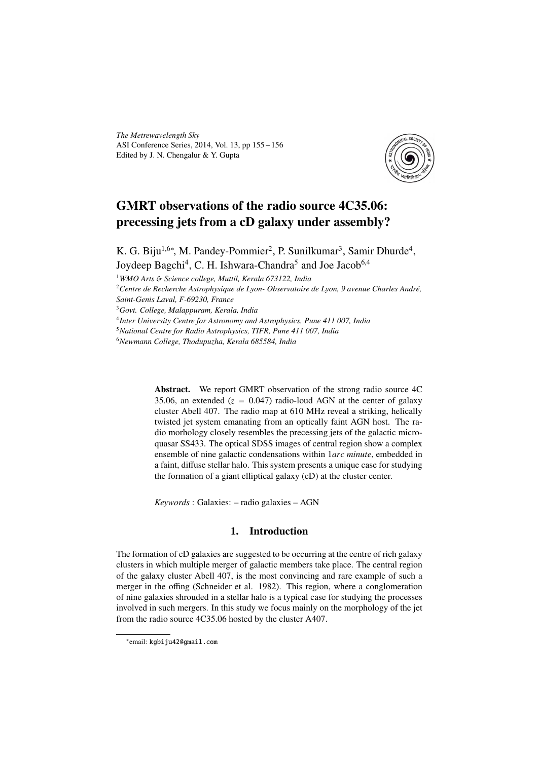# GMRT observations of the radio source 4C35.06: precessing jets from a cD galaxy under assembly?

K. G. Biju[1,6*], M. Pandey-Pommier[2], P. Sunilkumar[3], Samir Dhurde[4], Joydeep Bagchi[4], C. H. Ishwara-Chandra[5] and Joe Jacob[6,4]

[1]*WMO Arts & Science college, Muttil, Kerala 673122, India*
[2]*Centre de Recherche Astrophysique de Lyon- Observatoire de Lyon, 9 avenue Charles André, Saint-Genis Laval, F-69230, France*
[3]*Govt. College, Malappuram, Kerala, India*
[4]*Inter University Centre for Astronomy and Astrophysics, Pune 411 007, India*
[5]*National Centre for Radio Astrophysics, TIFR, Pune 411 007, India*
[6]*Newmann College, Thodupuzha, Kerala 685584, India*

**Abstract.** We report GMRT observation of the strong radio source 4C 35.06, an extended ($z$ = 0.047) radio-loud AGN at the center of galaxy cluster Abell 407. The radio map at 610 MHz reveal a striking, helically twisted jet system emanating from an optically faint AGN host. The radio morhology closely resembles the precessing jets of the galactic micro-quasar SS433. The optical SDSS images of central region show a complex ensemble of nine galactic condensations within 1*arc minute*, embedded in a faint, diffuse stellar halo. This system presents a unique case for studying the formation of a giant elliptical galaxy (cD) at the cluster center.

*Keywords* : Galaxies: – radio galaxies – AGN

## 1. Introduction

The formation of cD galaxies are suggested to be occurring at the centre of rich galaxy clusters in which multiple merger of galactic members take place. The central region of the galaxy cluster Abell 407, is the most convincing and rare example of such a merger in the offing (Schneider et al. 1982). This region, where a conglomeration of nine galaxies shrouded in a stellar halo is a typical case for studying the processes involved in such mergers. In this study we focus mainly on the morphology of the jet from the radio source 4C35.06 hosted by the cluster A407.

*email: kgbiju42@gmail.com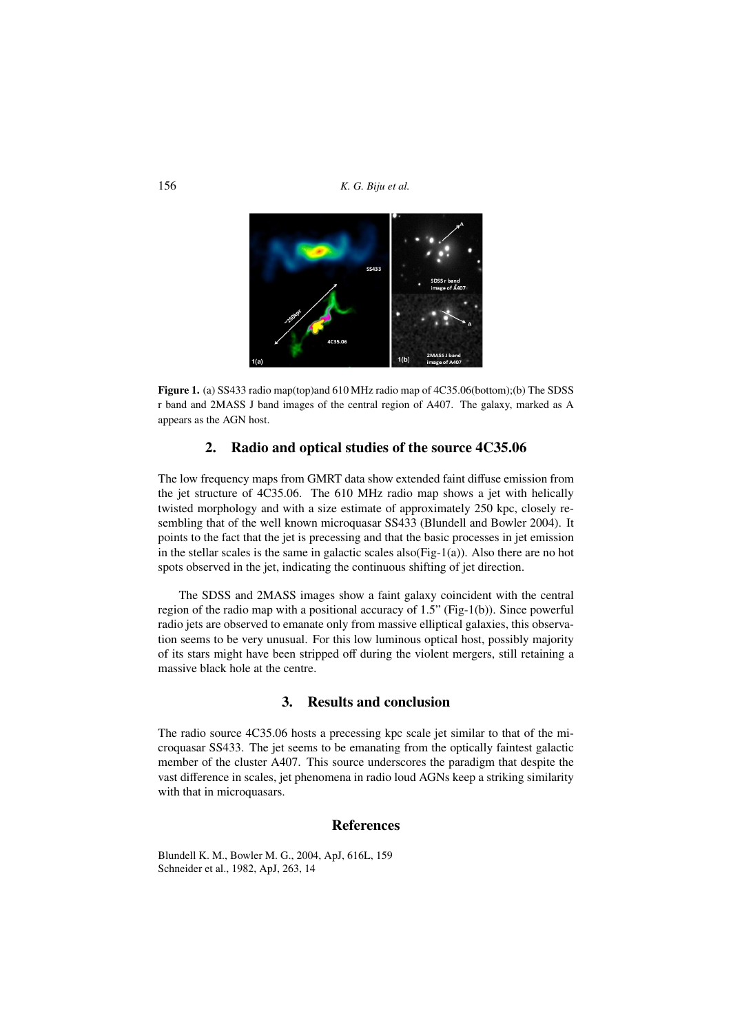Figure 1. (a) SS433 radio map(top)and 610 MHz radio map of 4C35.06(bottom);(b) The SDSS r band and 2MASS J band images of the central region of A407. The galaxy, marked as A appears as the AGN host.

## 2. Radio and optical studies of the source 4C35.06

The low frequency maps from GMRT data show extended faint diffuse emission from the jet structure of 4C35.06. The 610 MHz radio map shows a jet with helically twisted morphology and with a size estimate of approximately 250 kpc, closely resembling that of the well known microquasar SS433 (Blundell and Bowler 2004). It points to the fact that the jet is precessing and that the basic processes in jet emission in the stellar scales is the same in galactic scales also(Fig-1(a)). Also there are no hot spots observed in the jet, indicating the continuous shifting of jet direction.

The SDSS and 2MASS images show a faint galaxy coincident with the central region of the radio map with a positional accuracy of 1.5" (Fig-1(b)). Since powerful radio jets are observed to emanate only from massive elliptical galaxies, this observation seems to be very unusual. For this low luminous optical host, possibly majority of its stars might have been stripped off during the violent mergers, still retaining a massive black hole at the centre.

## 3. Results and conclusion

The radio source 4C35.06 hosts a precessing kpc scale jet similar to that of the microquasar SS433. The jet seems to be emanating from the optically faintest galactic member of the cluster A407. This source underscores the paradigm that despite the vast difference in scales, jet phenomena in radio loud AGNs keep a striking similarity with that in microquasars.

## References

Blundell K. M., Bowler M. G., 2004, ApJ, 616L, 159
Schneider et al., 1982, ApJ, 263, 14